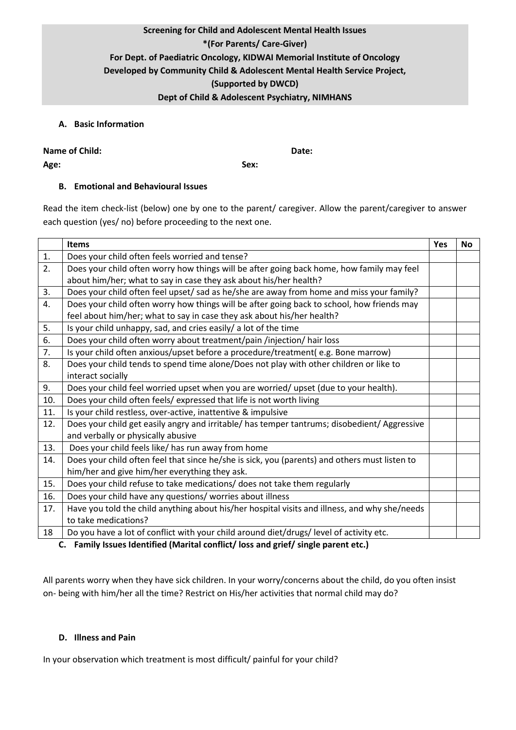**Screening for Child and Adolescent Mental Health Issues**
**\*(For Parents/ Care-Giver)**
**For Dept. of Paediatric Oncology, KIDWAI Memorial Institute of Oncology**
**Developed by Community Child & Adolescent Mental Health Service Project,**
**(Supported by DWCD)**
**Dept of Child & Adolescent Psychiatry, NIMHANS**

### A. Basic Information

**Name of Child:** **Date:**

**Age:** **Sex:**

### B. Emotional and Behavioural Issues

Read the item check-list (below) one by one to the parent/ caregiver. Allow the parent/caregiver to answer each question (yes/ no) before proceeding to the next one.

| | Items | Yes | No |
|---|---|---|---|
| 1. | Does your child often feels worried and tense? | | |
| 2. | Does your child often worry how things will be after going back home, how family may feel about him/her; what to say in case they ask about his/her health? | | |
| 3. | Does your child often feel upset/ sad as he/she are away from home and miss your family? | | |
| 4. | Does your child often worry how things will be after going back to school, how friends may feel about him/her; what to say in case they ask about his/her health? | | |
| 5. | Is your child unhappy, sad, and cries easily/ a lot of the time | | |
| 6. | Does your child often worry about treatment/pain /injection/ hair loss | | |
| 7. | Is your child often anxious/upset before a procedure/treatment( e.g. Bone marrow) | | |
| 8. | Does your child tends to spend time alone/Does not play with other children or like to interact socially | | |
| 9. | Does your child feel worried upset when you are worried/ upset (due to your health). | | |
| 10. | Does your child often feels/ expressed that life is not worth living | | |
| 11. | Is your child restless, over-active, inattentive & impulsive | | |
| 12. | Does your child get easily angry and irritable/ has temper tantrums; disobedient/ Aggressive and verbally or physically abusive | | |
| 13. | Does your child feels like/ has run away from home | | |
| 14. | Does your child often feel that since he/she is sick, you (parents) and others must listen to him/her and give him/her everything they ask. | | |
| 15. | Does your child refuse to take medications/ does not take them regularly | | |
| 16. | Does your child have any questions/ worries about illness | | |
| 17. | Have you told the child anything about his/her hospital visits and illness, and why she/needs to take medications? | | |
| 18 | Do you have a lot of conflict with your child around diet/drugs/ level of activity etc. | | |

### C. Family Issues Identified (Marital conflict/ loss and grief/ single parent etc.)

All parents worry when they have sick children. In your worry/concerns about the child, do you often insist on- being with him/her all the time? Restrict on His/her activities that normal child may do?

### D. Illness and Pain

In your observation which treatment is most difficult/ painful for your child?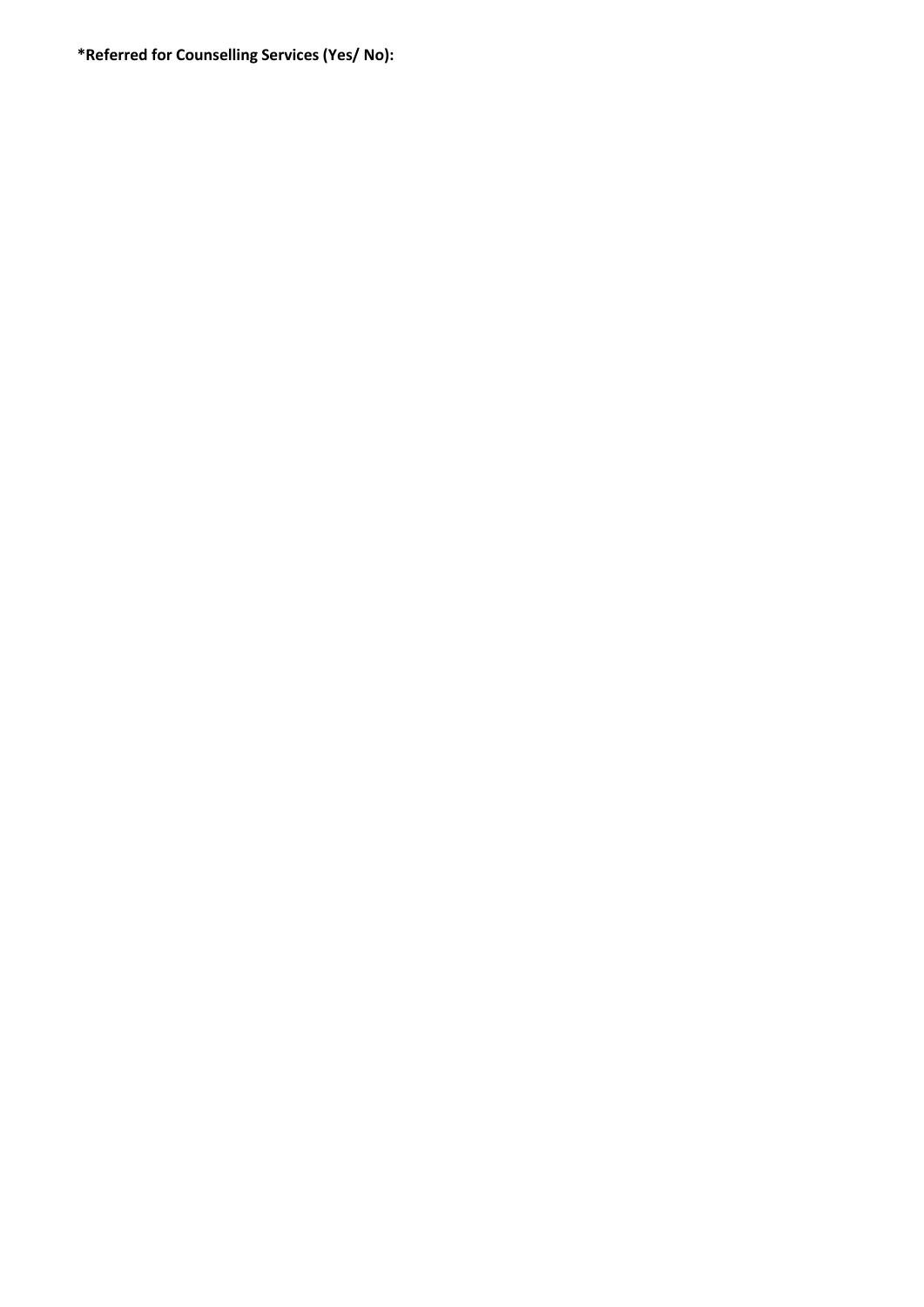**\*Referred for Counselling Services (Yes/ No):**